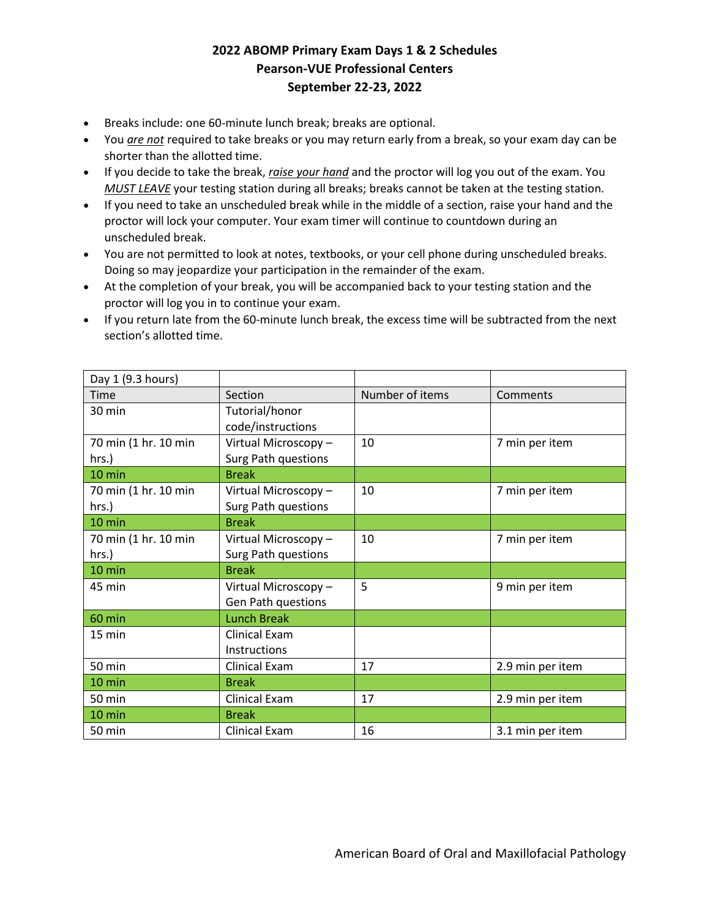# 2022 ABOMP Primary Exam Days 1 & 2 Schedules
## Pearson-VUE Professional Centers
## September 22-23, 2022

- Breaks include: one 60-minute lunch break; breaks are optional.
- You *are not* required to take breaks or you may return early from a break, so your exam day can be shorter than the allotted time.
- If you decide to take the break, *raise your hand* and the proctor will log you out of the exam. You *MUST LEAVE* your testing station during all breaks; breaks cannot be taken at the testing station.
- If you need to take an unscheduled break while in the middle of a section, raise your hand and the proctor will lock your computer. Your exam timer will continue to countdown during an unscheduled break.
- You are not permitted to look at notes, textbooks, or your cell phone during unscheduled breaks. Doing so may jeopardize your participation in the remainder of the exam.
- At the completion of your break, you will be accompanied back to your testing station and the proctor will log you in to continue your exam.
- If you return late from the 60-minute lunch break, the excess time will be subtracted from the next section's allotted time.

| Day 1 (9.3 hours) | | | |
|---|---|---|---|
| Time | Section | Number of items | Comments |
| 30 min | Tutorial/honor code/instructions | | |
| 70 min (1 hr. 10 min hrs.) | Virtual Microscopy – Surg Path questions | 10 | 7 min per item |
| 10 min | Break | | |
| 70 min (1 hr. 10 min hrs.) | Virtual Microscopy – Surg Path questions | 10 | 7 min per item |
| 10 min | Break | | |
| 70 min (1 hr. 10 min hrs.) | Virtual Microscopy – Surg Path questions | 10 | 7 min per item |
| 10 min | Break | | |
| 45 min | Virtual Microscopy – Gen Path questions | 5 | 9 min per item |
| 60 min | Lunch Break | | |
| 15 min | Clinical Exam Instructions | | |
| 50 min | Clinical Exam | 17 | 2.9 min per item |
| 10 min | Break | | |
| 50 min | Clinical Exam | 17 | 2.9 min per item |
| 10 min | Break | | |
| 50 min | Clinical Exam | 16 | 3.1 min per item |

American Board of Oral and Maxillofacial Pathology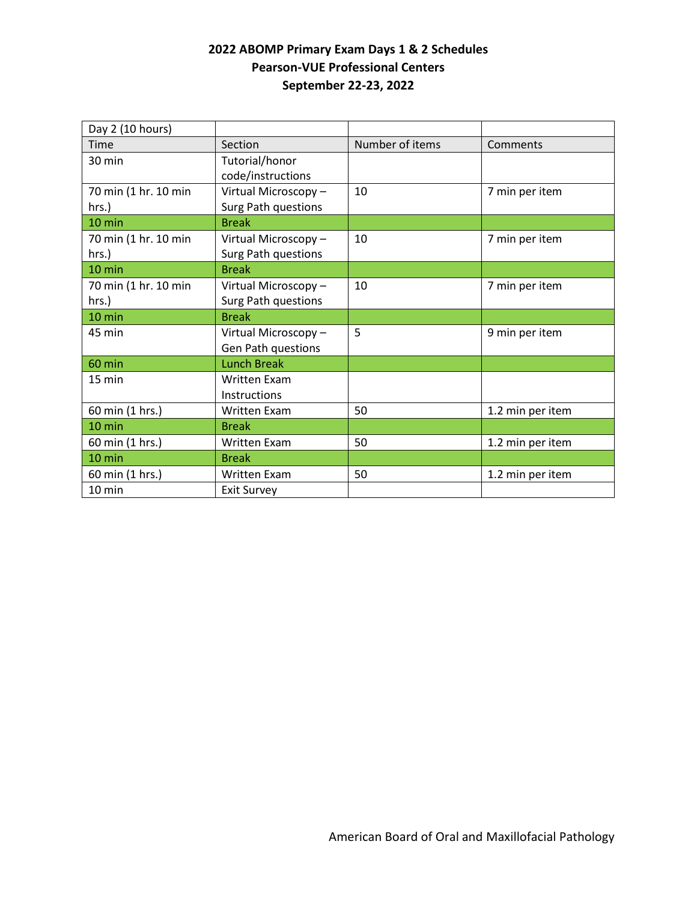**2022 ABOMP Primary Exam Days 1 & 2 Schedules**
**Pearson-VUE Professional Centers**
**September 22-23, 2022**

| Day 2 (10 hours) | | | |
|---|---|---|---|
| Time | Section | Number of items | Comments |
| 30 min | Tutorial/honor code/instructions | | |
| 70 min (1 hr. 10 min hrs.) | Virtual Microscopy – Surg Path questions | 10 | 7 min per item |
| 10 min | Break | | |
| 70 min (1 hr. 10 min hrs.) | Virtual Microscopy – Surg Path questions | 10 | 7 min per item |
| 10 min | Break | | |
| 70 min (1 hr. 10 min hrs.) | Virtual Microscopy – Surg Path questions | 10 | 7 min per item |
| 10 min | Break | | |
| 45 min | Virtual Microscopy – Gen Path questions | 5 | 9 min per item |
| 60 min | Lunch Break | | |
| 15 min | Written Exam Instructions | | |
| 60 min (1 hrs.) | Written Exam | 50 | 1.2 min per item |
| 10 min | Break | | |
| 60 min (1 hrs.) | Written Exam | 50 | 1.2 min per item |
| 10 min | Break | | |
| 60 min (1 hrs.) | Written Exam | 50 | 1.2 min per item |
| 10 min | Exit Survey | | |

American Board of Oral and Maxillofacial Pathology